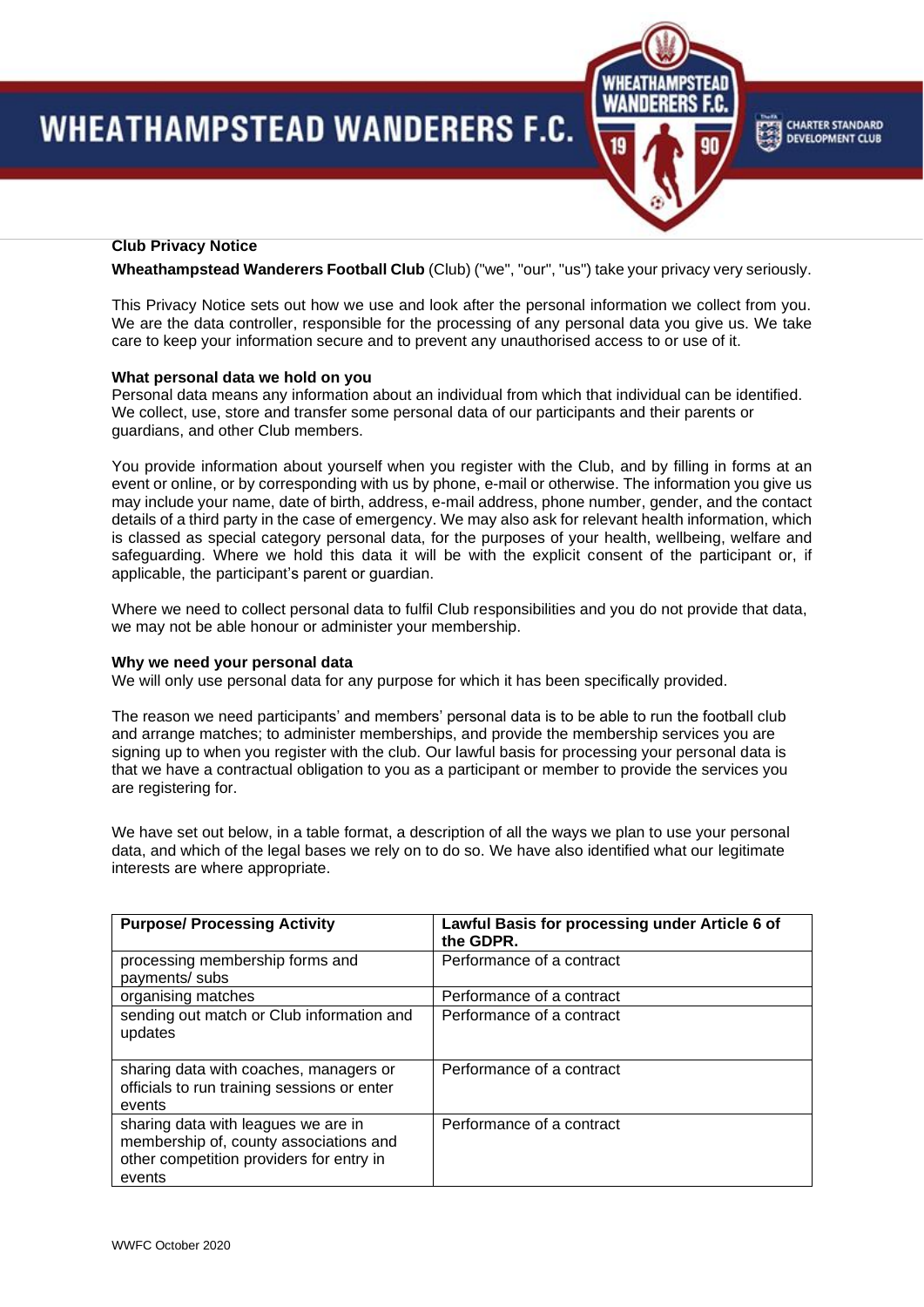# WHEATHAMPSTEAD WANDERERS F.C.

**Club Privacy Notice**

**Wheathampstead Wanderers Football Club** (Club) ("we", "our", "us") take your privacy very seriously.

This Privacy Notice sets out how we use and look after the personal information we collect from you. We are the data controller, responsible for the processing of any personal data you give us. We take care to keep your information secure and to prevent any unauthorised access to or use of it.

**What personal data we hold on you**

Personal data means any information about an individual from which that individual can be identified. We collect, use, store and transfer some personal data of our participants and their parents or guardians, and other Club members.

You provide information about yourself when you register with the Club, and by filling in forms at an event or online, or by corresponding with us by phone, e-mail or otherwise. The information you give us may include your name, date of birth, address, e-mail address, phone number, gender, and the contact details of a third party in the case of emergency. We may also ask for relevant health information, which is classed as special category personal data, for the purposes of your health, wellbeing, welfare and safeguarding. Where we hold this data it will be with the explicit consent of the participant or, if applicable, the participant's parent or guardian.

Where we need to collect personal data to fulfil Club responsibilities and you do not provide that data, we may not be able honour or administer your membership.

**Why we need your personal data**

We will only use personal data for any purpose for which it has been specifically provided.

The reason we need participants' and members' personal data is to be able to run the football club and arrange matches; to administer memberships, and provide the membership services you are signing up to when you register with the club. Our lawful basis for processing your personal data is that we have a contractual obligation to you as a participant or member to provide the services you are registering for.

We have set out below, in a table format, a description of all the ways we plan to use your personal data, and which of the legal bases we rely on to do so. We have also identified what our legitimate interests are where appropriate.

| Purpose/ Processing Activity | Lawful Basis for processing under Article 6 of the GDPR. |
| --- | --- |
| processing membership forms and payments/ subs | Performance of a contract |
| organising matches | Performance of a contract |
| sending out match or Club information and updates | Performance of a contract |
| sharing data with coaches, managers or officials to run training sessions or enter events | Performance of a contract |
| sharing data with leagues we are in membership of, county associations and other competition providers for entry in events | Performance of a contract |

WWFC October 2020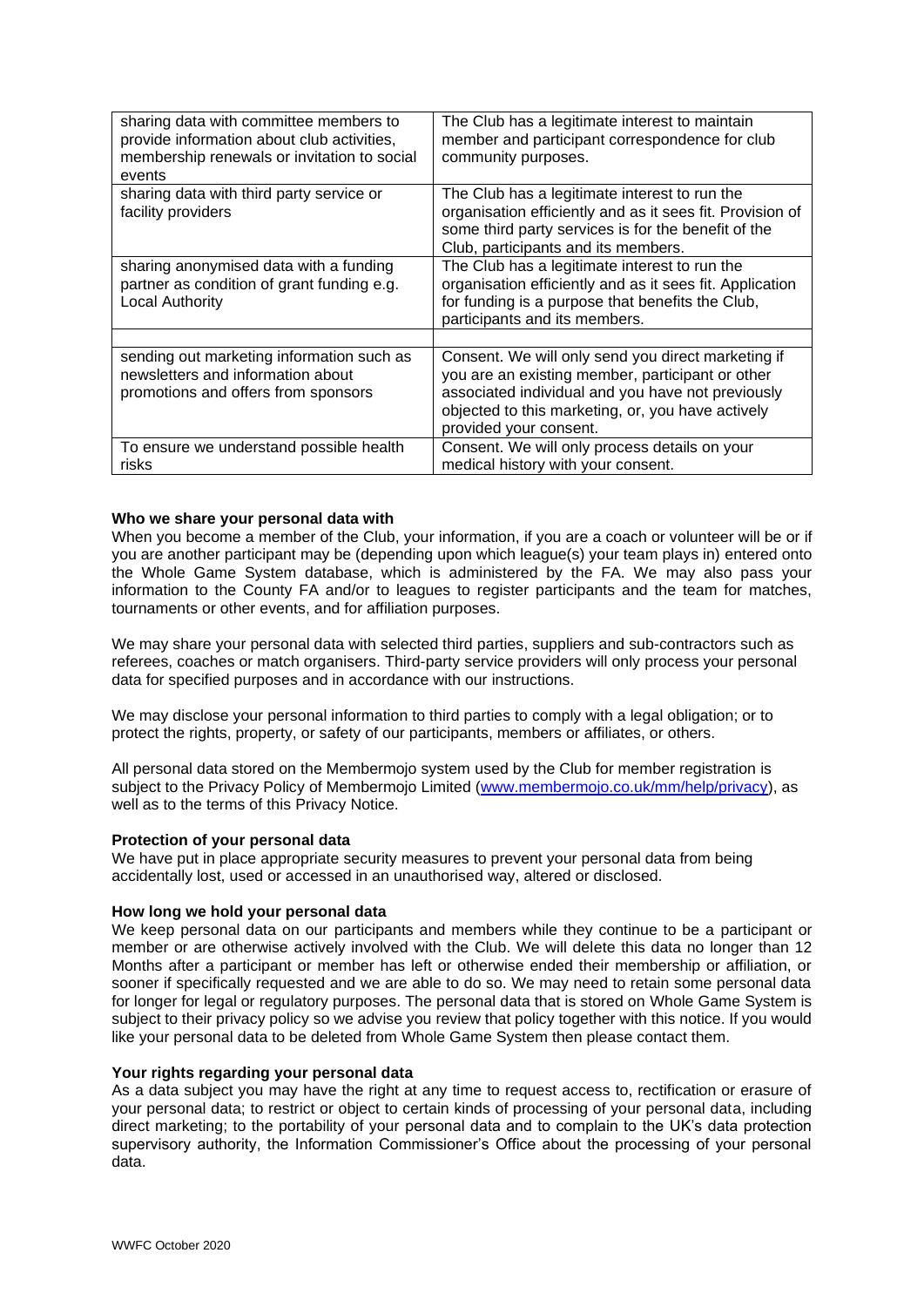| | |
|---|---|
| sharing data with committee members to provide information about club activities, membership renewals or invitation to social events | The Club has a legitimate interest to maintain member and participant correspondence for club community purposes. |
| sharing data with third party service or facility providers | The Club has a legitimate interest to run the organisation efficiently and as it sees fit. Provision of some third party services is for the benefit of the Club, participants and its members. |
| sharing anonymised data with a funding partner as condition of grant funding e.g. Local Authority | The Club has a legitimate interest to run the organisation efficiently and as it sees fit. Application for funding is a purpose that benefits the Club, participants and its members. |
| | |
| sending out marketing information such as newsletters and information about promotions and offers from sponsors | Consent. We will only send you direct marketing if you are an existing member, participant or other associated individual and you have not previously objected to this marketing, or, you have actively provided your consent. |
| To ensure we understand possible health risks | Consent. We will only process details on your medical history with your consent. |

**Who we share your personal data with**

When you become a member of the Club, your information, if you are a coach or volunteer will be or if you are another participant may be (depending upon which league(s) your team plays in) entered onto the Whole Game System database, which is administered by the FA. We may also pass your information to the County FA and/or to leagues to register participants and the team for matches, tournaments or other events, and for affiliation purposes.

We may share your personal data with selected third parties, suppliers and sub-contractors such as referees, coaches or match organisers. Third-party service providers will only process your personal data for specified purposes and in accordance with our instructions.

We may disclose your personal information to third parties to comply with a legal obligation; or to protect the rights, property, or safety of our participants, members or affiliates, or others.

All personal data stored on the Membermojo system used by the Club for member registration is subject to the Privacy Policy of Membermojo Limited ([www.membermojo.co.uk/mm/help/privacy](www.membermojo.co.uk/mm/help/privacy)), as well as to the terms of this Privacy Notice.

**Protection of your personal data**

We have put in place appropriate security measures to prevent your personal data from being accidentally lost, used or accessed in an unauthorised way, altered or disclosed.

**How long we hold your personal data**

We keep personal data on our participants and members while they continue to be a participant or member or are otherwise actively involved with the Club. We will delete this data no longer than 12 Months after a participant or member has left or otherwise ended their membership or affiliation, or sooner if specifically requested and we are able to do so. We may need to retain some personal data for longer for legal or regulatory purposes. The personal data that is stored on Whole Game System is subject to their privacy policy so we advise you review that policy together with this notice. If you would like your personal data to be deleted from Whole Game System then please contact them.

**Your rights regarding your personal data**

As a data subject you may have the right at any time to request access to, rectification or erasure of your personal data; to restrict or object to certain kinds of processing of your personal data, including direct marketing; to the portability of your personal data and to complain to the UK's data protection supervisory authority, the Information Commissioner's Office about the processing of your personal data.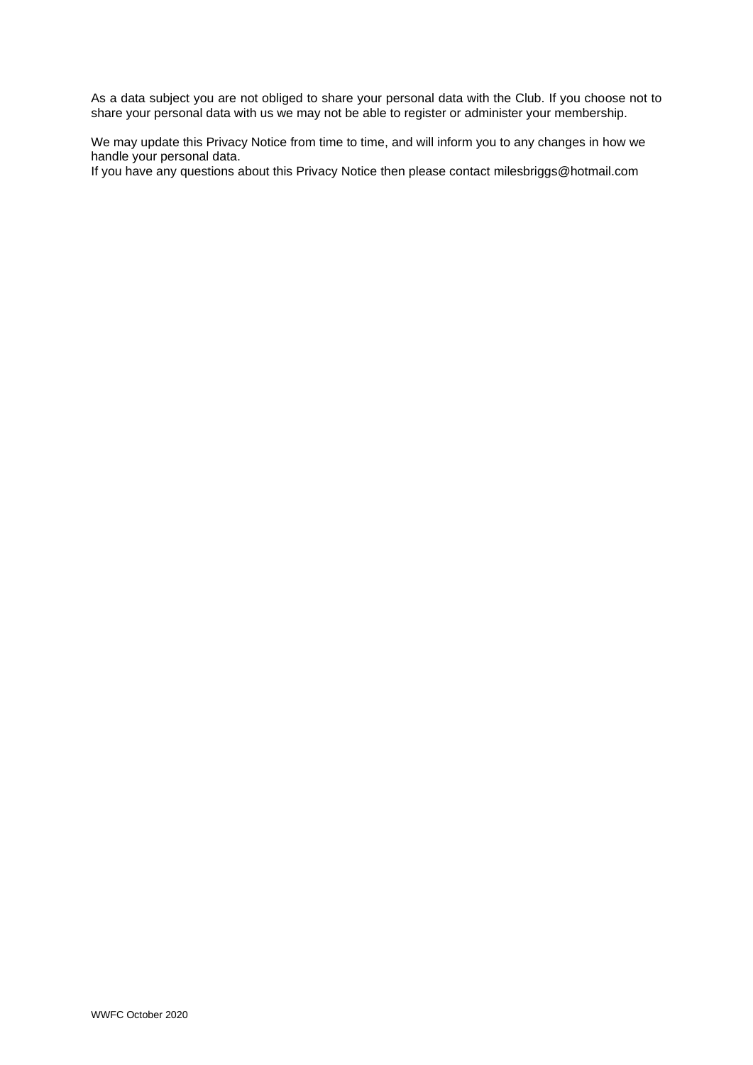As a data subject you are not obliged to share your personal data with the Club. If you choose not to share your personal data with us we may not be able to register or administer your membership.

We may update this Privacy Notice from time to time, and will inform you to any changes in how we handle your personal data.
If you have any questions about this Privacy Notice then please contact milesbriggs@hotmail.com